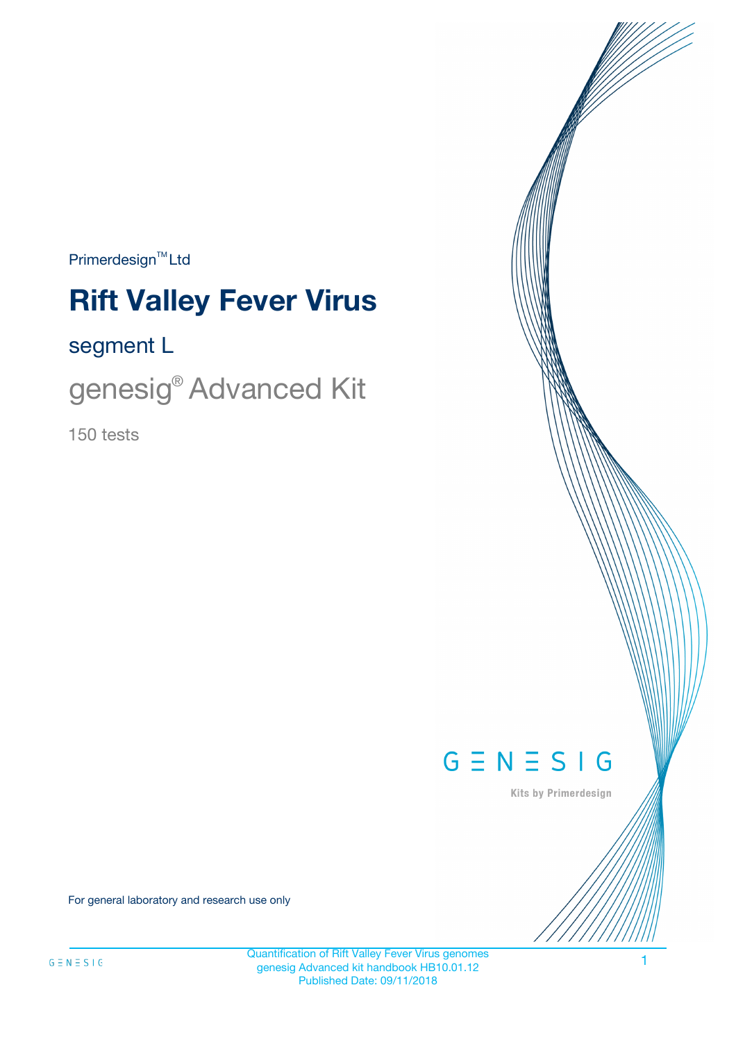Primerdesign™ Ltd

# Rift Valley Fever Virus

## segment L

## genesig® Advanced Kit

150 tests

GENESIG

Kits by Primerdesign

For general laboratory and research use only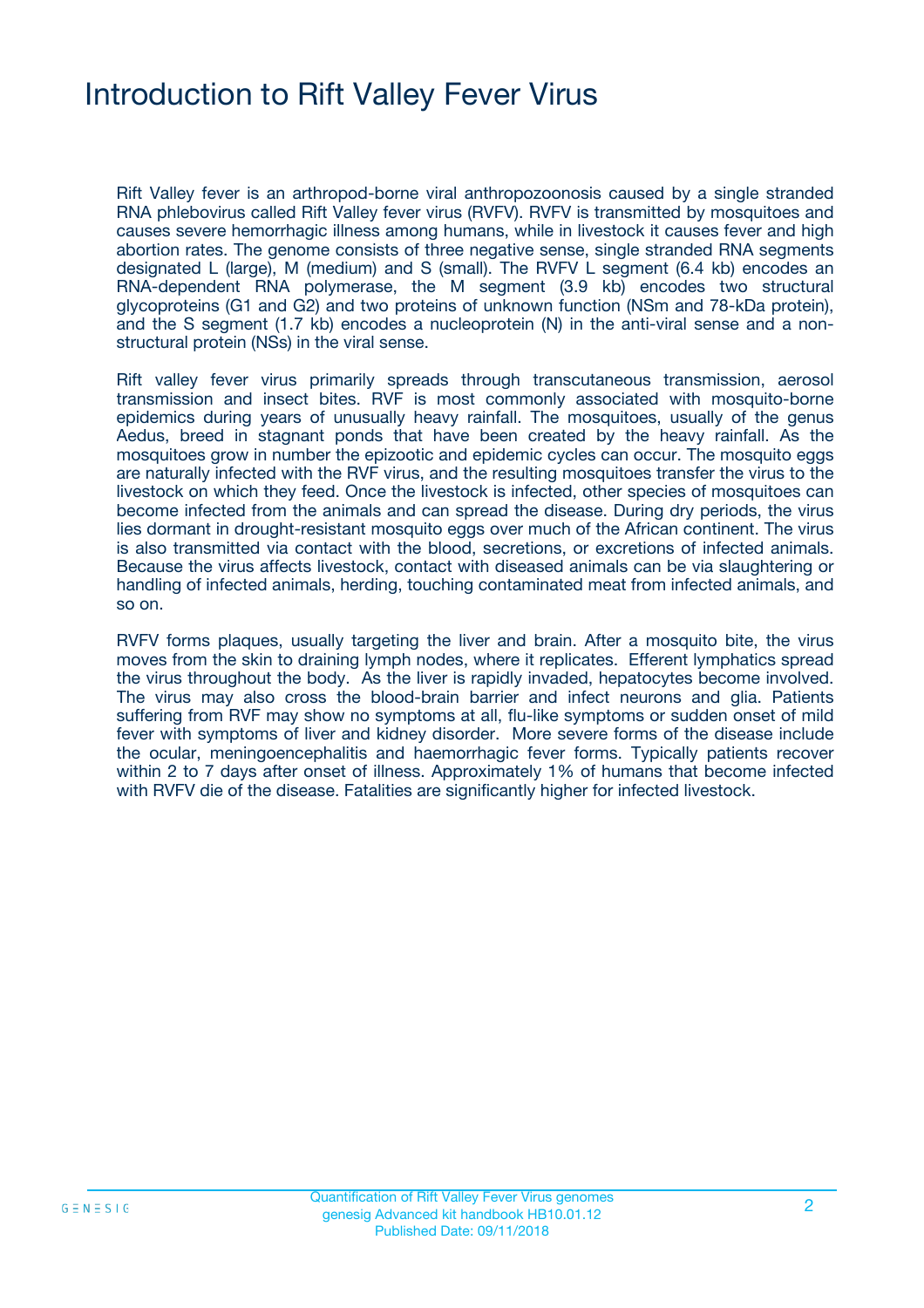# Introduction to Rift Valley Fever Virus

Rift Valley fever is an arthropod-borne viral anthropozoonosis caused by a single stranded RNA phlebovirus called Rift Valley fever virus (RVFV). RVFV is transmitted by mosquitoes and causes severe hemorrhagic illness among humans, while in livestock it causes fever and high abortion rates. The genome consists of three negative sense, single stranded RNA segments designated L (large), M (medium) and S (small). The RVFV L segment (6.4 kb) encodes an RNA-dependent RNA polymerase, the M segment (3.9 kb) encodes two structural glycoproteins (G1 and G2) and two proteins of unknown function (NSm and 78-kDa protein), and the S segment (1.7 kb) encodes a nucleoprotein (N) in the anti-viral sense and a non-structural protein (NSs) in the viral sense.

Rift valley fever virus primarily spreads through transcutaneous transmission, aerosol transmission and insect bites. RVF is most commonly associated with mosquito-borne epidemics during years of unusually heavy rainfall. The mosquitoes, usually of the genus Aedus, breed in stagnant ponds that have been created by the heavy rainfall. As the mosquitoes grow in number the epizootic and epidemic cycles can occur. The mosquito eggs are naturally infected with the RVF virus, and the resulting mosquitoes transfer the virus to the livestock on which they feed. Once the livestock is infected, other species of mosquitoes can become infected from the animals and can spread the disease. During dry periods, the virus lies dormant in drought-resistant mosquito eggs over much of the African continent. The virus is also transmitted via contact with the blood, secretions, or excretions of infected animals. Because the virus affects livestock, contact with diseased animals can be via slaughtering or handling of infected animals, herding, touching contaminated meat from infected animals, and so on.

RVFV forms plaques, usually targeting the liver and brain. After a mosquito bite, the virus moves from the skin to draining lymph nodes, where it replicates. Efferent lymphatics spread the virus throughout the body. As the liver is rapidly invaded, hepatocytes become involved. The virus may also cross the blood-brain barrier and infect neurons and glia. Patients suffering from RVF may show no symptoms at all, flu-like symptoms or sudden onset of mild fever with symptoms of liver and kidney disorder. More severe forms of the disease include the ocular, meningoencephalitis and haemorrhagic fever forms. Typically patients recover within 2 to 7 days after onset of illness. Approximately 1% of humans that become infected with RVFV die of the disease. Fatalities are significantly higher for infected livestock.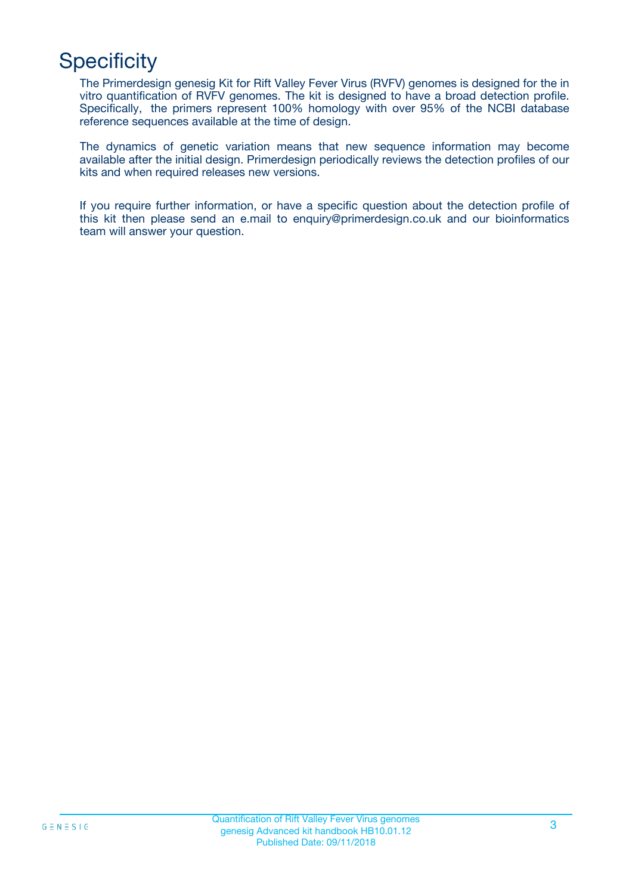# Specificity

The Primerdesign genesig Kit for Rift Valley Fever Virus (RVFV) genomes is designed for the in vitro quantification of RVFV genomes. The kit is designed to have a broad detection profile. Specifically, the primers represent 100% homology with over 95% of the NCBI database reference sequences available at the time of design.

The dynamics of genetic variation means that new sequence information may become available after the initial design. Primerdesign periodically reviews the detection profiles of our kits and when required releases new versions.

If you require further information, or have a specific question about the detection profile of this kit then please send an e.mail to enquiry@primerdesign.co.uk and our bioinformatics team will answer your question.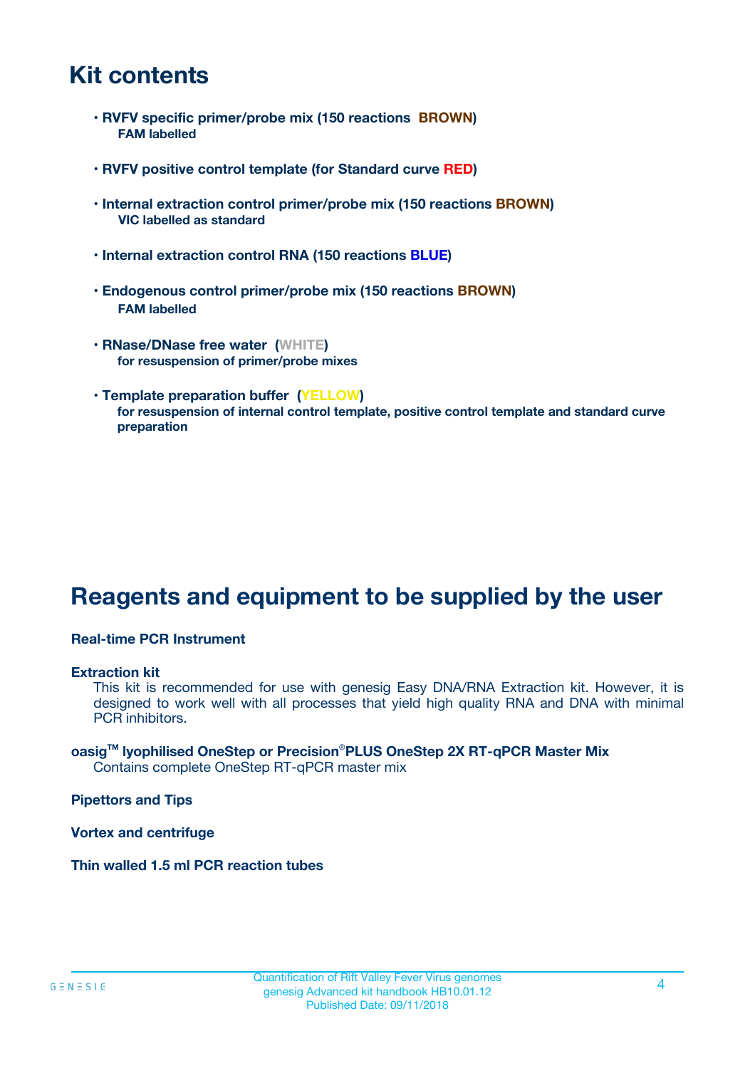# Kit contents

- **RVFV specific primer/probe mix (150 reactions BROWN)**
  **FAM labelled**
- **RVFV positive control template (for Standard curve RED)**
- **Internal extraction control primer/probe mix (150 reactions BROWN)**
  **VIC labelled as standard**
- **Internal extraction control RNA (150 reactions BLUE)**
- **Endogenous control primer/probe mix (150 reactions BROWN)**
  **FAM labelled**
- **RNase/DNase free water (WHITE)**
  **for resuspension of primer/probe mixes**
- **Template preparation buffer (YELLOW)**
  **for resuspension of internal control template, positive control template and standard curve preparation**

# Reagents and equipment to be supplied by the user

**Real-time PCR Instrument**

**Extraction kit**

This kit is recommended for use with genesig Easy DNA/RNA Extraction kit. However, it is designed to work well with all processes that yield high quality RNA and DNA with minimal PCR inhibitors.

**oasig™ lyophilised OneStep or Precision®PLUS OneStep 2X RT-qPCR Master Mix**

Contains complete OneStep RT-qPCR master mix

**Pipettors and Tips**

**Vortex and centrifuge**

**Thin walled 1.5 ml PCR reaction tubes**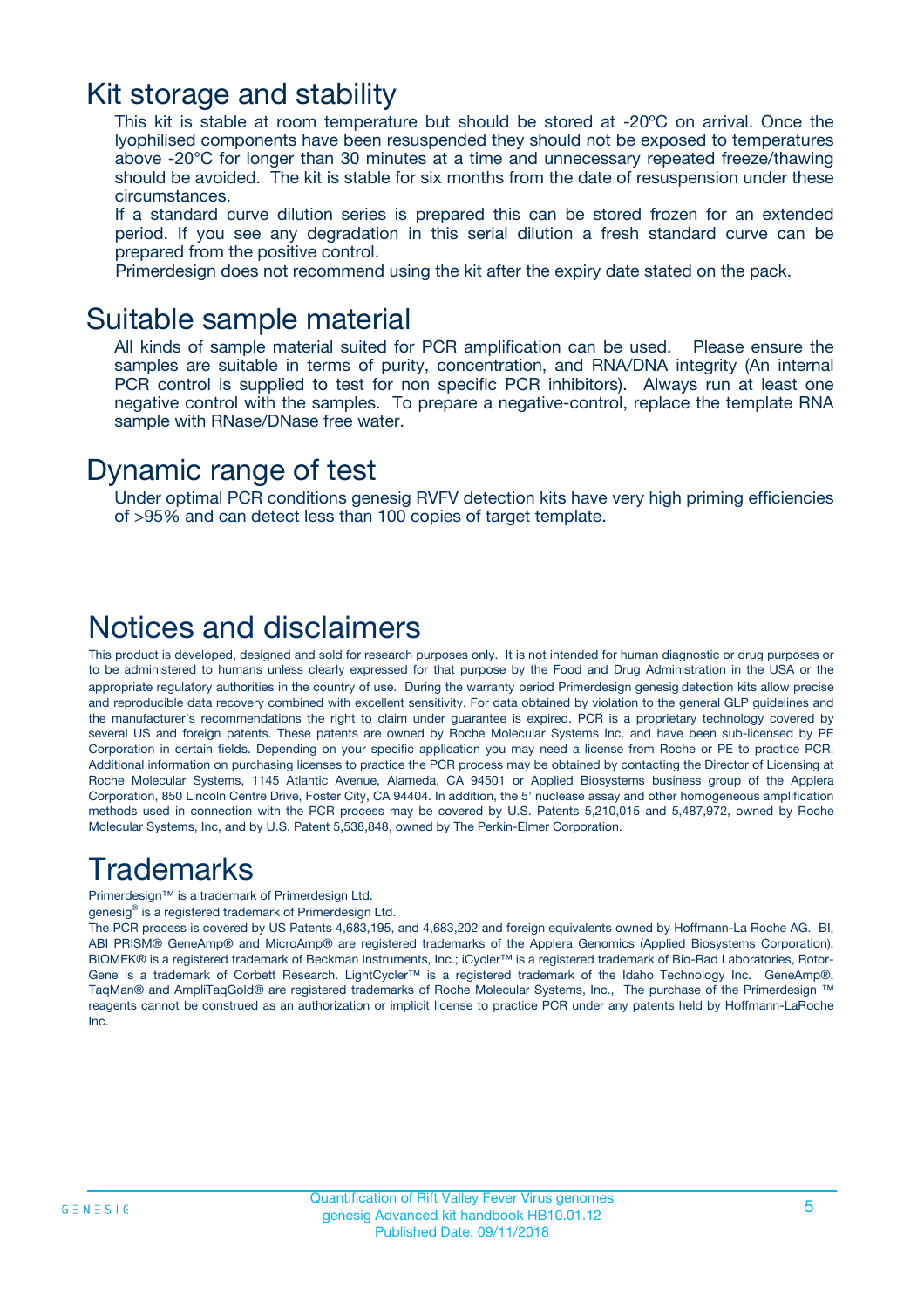## Kit storage and stability

This kit is stable at room temperature but should be stored at -20ºC on arrival. Once the lyophilised components have been resuspended they should not be exposed to temperatures above -20°C for longer than 30 minutes at a time and unnecessary repeated freeze/thawing should be avoided. The kit is stable for six months from the date of resuspension under these circumstances.

If a standard curve dilution series is prepared this can be stored frozen for an extended period. If you see any degradation in this serial dilution a fresh standard curve can be prepared from the positive control.

Primerdesign does not recommend using the kit after the expiry date stated on the pack.

## Suitable sample material

All kinds of sample material suited for PCR amplification can be used. Please ensure the samples are suitable in terms of purity, concentration, and RNA/DNA integrity (An internal PCR control is supplied to test for non specific PCR inhibitors). Always run at least one negative control with the samples. To prepare a negative-control, replace the template RNA sample with RNase/DNase free water.

## Dynamic range of test

Under optimal PCR conditions genesig RVFV detection kits have very high priming efficiencies of >95% and can detect less than 100 copies of target template.

# Notices and disclaimers

This product is developed, designed and sold for research purposes only. It is not intended for human diagnostic or drug purposes or to be administered to humans unless clearly expressed for that purpose by the Food and Drug Administration in the USA or the appropriate regulatory authorities in the country of use. During the warranty period Primerdesign genesig detection kits allow precise and reproducible data recovery combined with excellent sensitivity. For data obtained by violation to the general GLP guidelines and the manufacturer's recommendations the right to claim under guarantee is expired. PCR is a proprietary technology covered by several US and foreign patents. These patents are owned by Roche Molecular Systems Inc. and have been sub-licensed by PE Corporation in certain fields. Depending on your specific application you may need a license from Roche or PE to practice PCR. Additional information on purchasing licenses to practice the PCR process may be obtained by contacting the Director of Licensing at Roche Molecular Systems, 1145 Atlantic Avenue, Alameda, CA 94501 or Applied Biosystems business group of the Applera Corporation, 850 Lincoln Centre Drive, Foster City, CA 94404. In addition, the 5' nuclease assay and other homogeneous amplification methods used in connection with the PCR process may be covered by U.S. Patents 5,210,015 and 5,487,972, owned by Roche Molecular Systems, Inc, and by U.S. Patent 5,538,848, owned by The Perkin-Elmer Corporation.

# Trademarks

Primerdesign™ is a trademark of Primerdesign Ltd.

genesig® is a registered trademark of Primerdesign Ltd.

The PCR process is covered by US Patents 4,683,195, and 4,683,202 and foreign equivalents owned by Hoffmann-La Roche AG. BI, ABI PRISM® GeneAmp® and MicroAmp® are registered trademarks of the Applera Genomics (Applied Biosystems Corporation). BIOMEK® is a registered trademark of Beckman Instruments, Inc.; iCycler™ is a registered trademark of Bio-Rad Laboratories, Rotor-Gene is a trademark of Corbett Research. LightCycler™ is a registered trademark of the Idaho Technology Inc. GeneAmp®, TaqMan® and AmpliTaqGold® are registered trademarks of Roche Molecular Systems, Inc., The purchase of the Primerdesign ™ reagents cannot be construed as an authorization or implicit license to practice PCR under any patents held by Hoffmann-LaRoche Inc.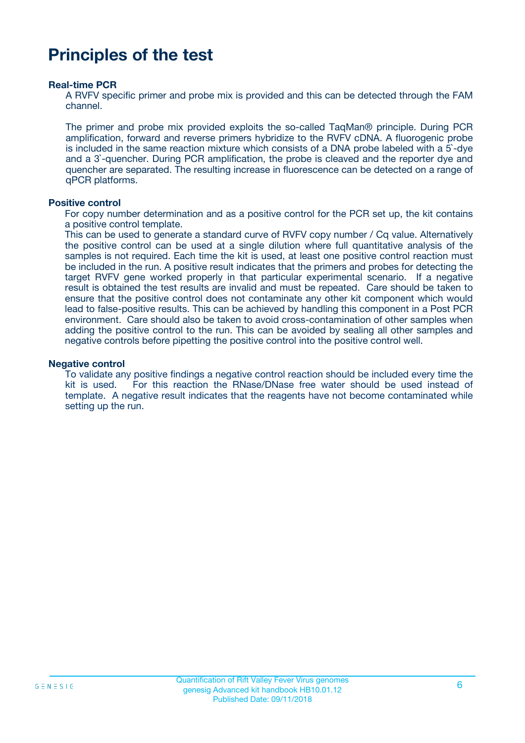# Principles of the test

**Real-time PCR**

A RVFV specific primer and probe mix is provided and this can be detected through the FAM channel.

The primer and probe mix provided exploits the so-called TaqMan® principle. During PCR amplification, forward and reverse primers hybridize to the RVFV cDNA. A fluorogenic probe is included in the same reaction mixture which consists of a DNA probe labeled with a 5`-dye and a 3`-quencher. During PCR amplification, the probe is cleaved and the reporter dye and quencher are separated. The resulting increase in fluorescence can be detected on a range of qPCR platforms.

**Positive control**

For copy number determination and as a positive control for the PCR set up, the kit contains a positive control template.
This can be used to generate a standard curve of RVFV copy number / Cq value. Alternatively the positive control can be used at a single dilution where full quantitative analysis of the samples is not required. Each time the kit is used, at least one positive control reaction must be included in the run. A positive result indicates that the primers and probes for detecting the target RVFV gene worked properly in that particular experimental scenario. If a negative result is obtained the test results are invalid and must be repeated. Care should be taken to ensure that the positive control does not contaminate any other kit component which would lead to false-positive results. This can be achieved by handling this component in a Post PCR environment. Care should also be taken to avoid cross-contamination of other samples when adding the positive control to the run. This can be avoided by sealing all other samples and negative controls before pipetting the positive control into the positive control well.

**Negative control**

To validate any positive findings a negative control reaction should be included every time the kit is used. For this reaction the RNase/DNase free water should be used instead of template. A negative result indicates that the reagents have not become contaminated while setting up the run.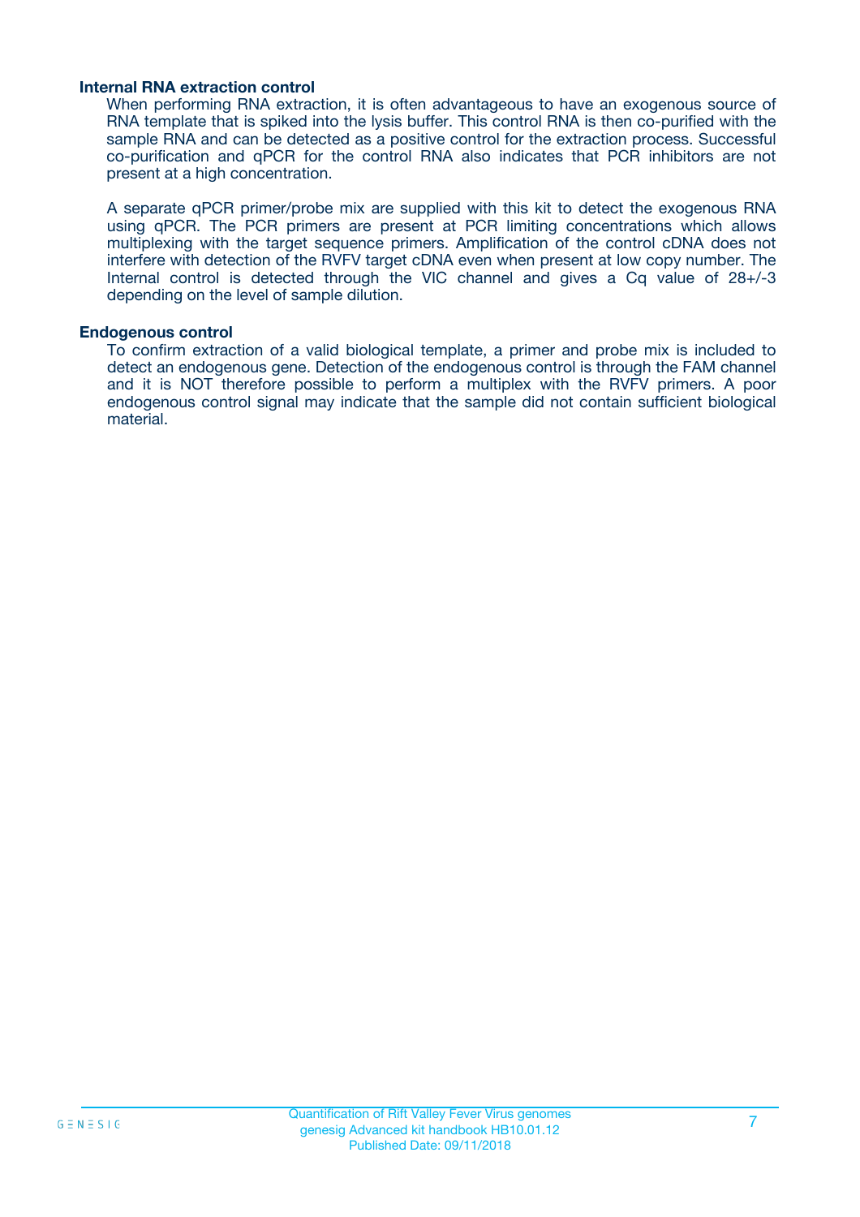### Internal RNA extraction control

When performing RNA extraction, it is often advantageous to have an exogenous source of RNA template that is spiked into the lysis buffer. This control RNA is then co-purified with the sample RNA and can be detected as a positive control for the extraction process. Successful co-purification and qPCR for the control RNA also indicates that PCR inhibitors are not present at a high concentration.

A separate qPCR primer/probe mix are supplied with this kit to detect the exogenous RNA using qPCR. The PCR primers are present at PCR limiting concentrations which allows multiplexing with the target sequence primers. Amplification of the control cDNA does not interfere with detection of the RVFV target cDNA even when present at low copy number. The Internal control is detected through the VIC channel and gives a Cq value of 28+/-3 depending on the level of sample dilution.

### Endogenous control

To confirm extraction of a valid biological template, a primer and probe mix is included to detect an endogenous gene. Detection of the endogenous control is through the FAM channel and it is NOT therefore possible to perform a multiplex with the RVFV primers. A poor endogenous control signal may indicate that the sample did not contain sufficient biological material.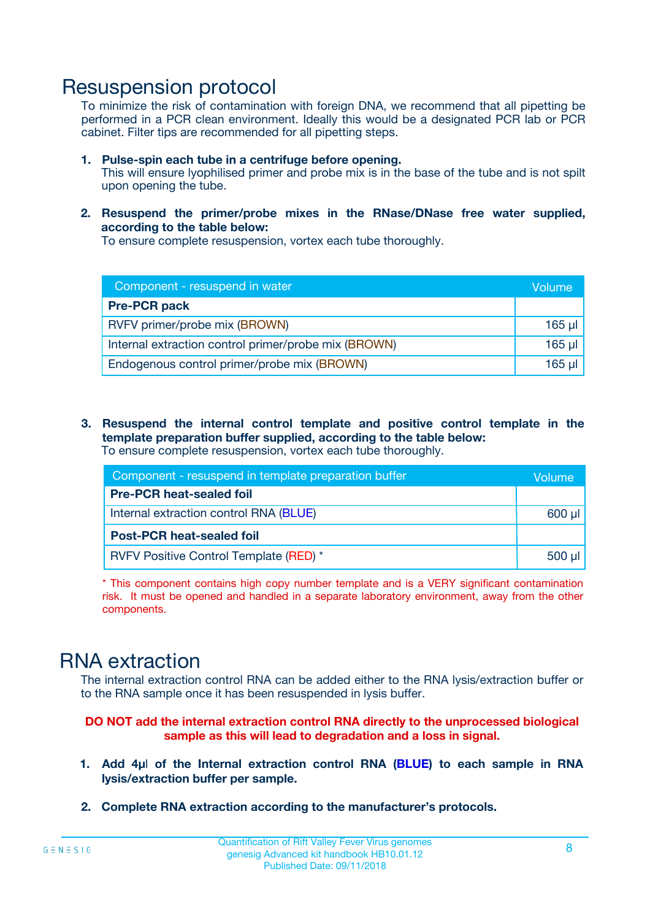# Resuspension protocol

To minimize the risk of contamination with foreign DNA, we recommend that all pipetting be performed in a PCR clean environment. Ideally this would be a designated PCR lab or PCR cabinet. Filter tips are recommended for all pipetting steps.

1. **Pulse-spin each tube in a centrifuge before opening.**
   This will ensure lyophilised primer and probe mix is in the base of the tube and is not spilt upon opening the tube.

2. **Resuspend the primer/probe mixes in the RNase/DNase free water supplied, according to the table below:**
   To ensure complete resuspension, vortex each tube thoroughly.

| Component - resuspend in water | Volume |
|---|---|
| **Pre-PCR pack** | |
| RVFV primer/probe mix (BROWN) | 165 µl |
| Internal extraction control primer/probe mix (BROWN) | 165 µl |
| Endogenous control primer/probe mix (BROWN) | 165 µl |

3. **Resuspend the internal control template and positive control template in the template preparation buffer supplied, according to the table below:**
   To ensure complete resuspension, vortex each tube thoroughly.

| Component - resuspend in template preparation buffer | Volume |
|---|---|
| **Pre-PCR heat-sealed foil** | |
| Internal extraction control RNA (BLUE) | 600 µl |
| **Post-PCR heat-sealed foil** | |
| RVFV Positive Control Template (RED) * | 500 µl |

* This component contains high copy number template and is a VERY significant contamination risk. It must be opened and handled in a separate laboratory environment, away from the other components.

# RNA extraction

The internal extraction control RNA can be added either to the RNA lysis/extraction buffer or to the RNA sample once it has been resuspended in lysis buffer.

**DO NOT add the internal extraction control RNA directly to the unprocessed biological sample as this will lead to degradation and a loss in signal.**

1. **Add 4µl of the Internal extraction control RNA (BLUE) to each sample in RNA lysis/extraction buffer per sample.**

2. **Complete RNA extraction according to the manufacturer's protocols.**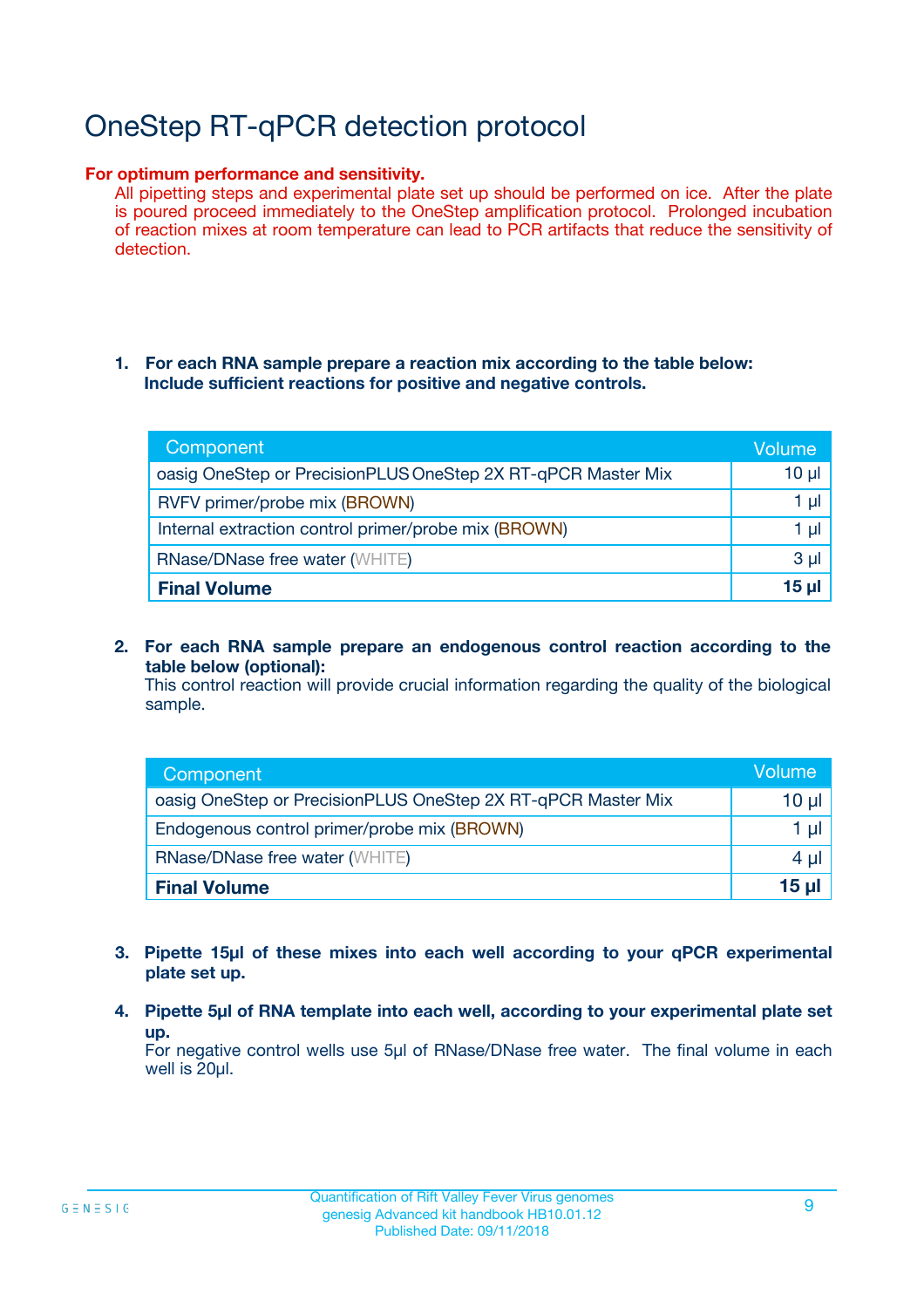# OneStep RT-qPCR detection protocol

**For optimum performance and sensitivity.**

All pipetting steps and experimental plate set up should be performed on ice. After the plate is poured proceed immediately to the OneStep amplification protocol. Prolonged incubation of reaction mixes at room temperature can lead to PCR artifacts that reduce the sensitivity of detection.

1. **For each RNA sample prepare a reaction mix according to the table below: Include sufficient reactions for positive and negative controls.**

| Component | Volume |
| --- | --- |
| oasig OneStep or PrecisionPLUS OneStep 2X RT-qPCR Master Mix | 10 µl |
| RVFV primer/probe mix (BROWN) | 1 µl |
| Internal extraction control primer/probe mix (BROWN) | 1 µl |
| RNase/DNase free water (WHITE) | 3 µl |
| **Final Volume** | **15 µl** |

2. **For each RNA sample prepare an endogenous control reaction according to the table below (optional):**
   This control reaction will provide crucial information regarding the quality of the biological sample.

| Component | Volume |
| --- | --- |
| oasig OneStep or PrecisionPLUS OneStep 2X RT-qPCR Master Mix | 10 µl |
| Endogenous control primer/probe mix (BROWN) | 1 µl |
| RNase/DNase free water (WHITE) | 4 µl |
| **Final Volume** | **15 µl** |

3. **Pipette 15µl of these mixes into each well according to your qPCR experimental plate set up.**

4. **Pipette 5µl of RNA template into each well, according to your experimental plate set up.**
   For negative control wells use 5µl of RNase/DNase free water. The final volume in each well is 20µl.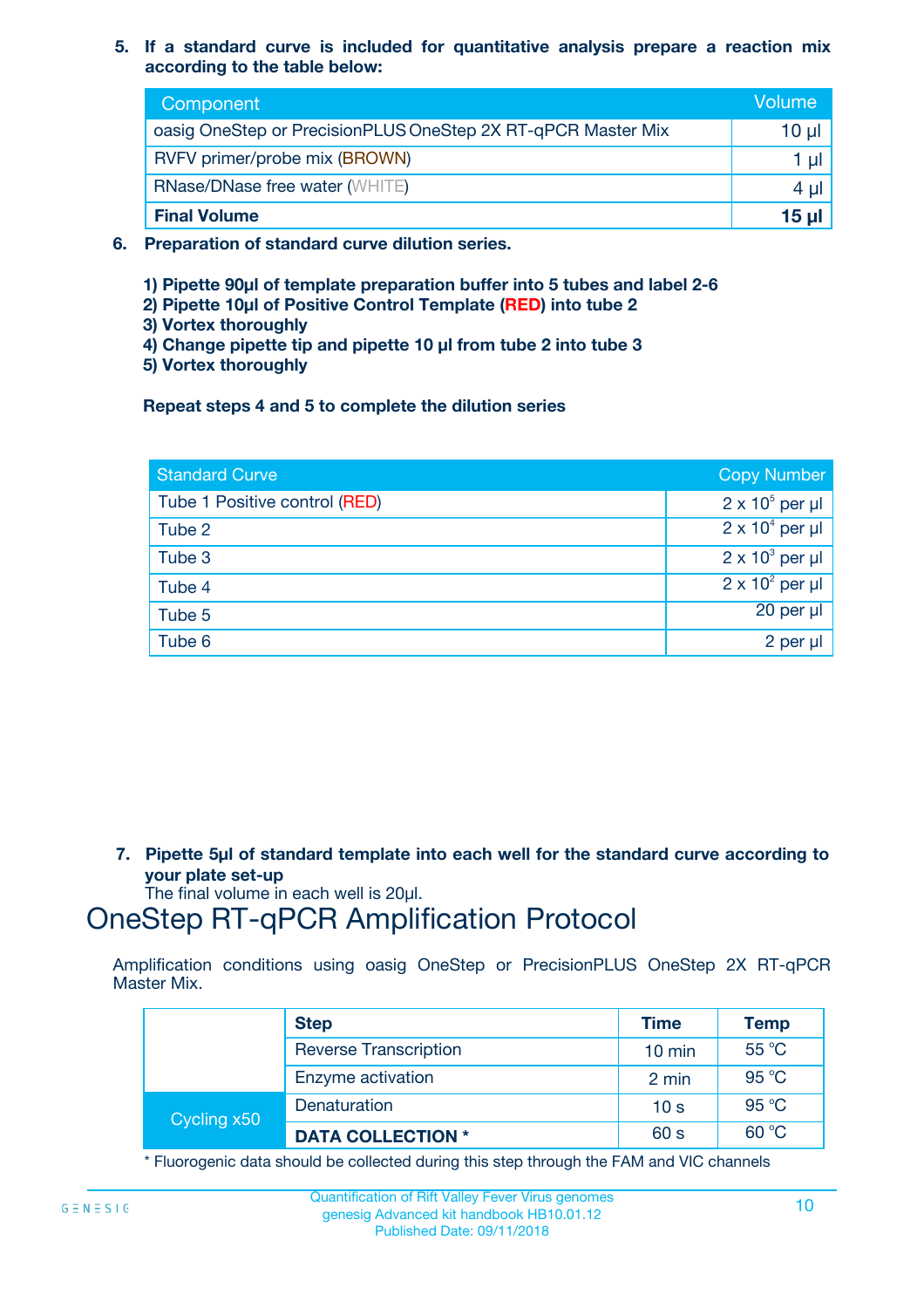5. **If a standard curve is included for quantitative analysis prepare a reaction mix according to the table below:**

| Component | Volume |
|---|---|
| oasig OneStep or PrecisionPLUS OneStep 2X RT-qPCR Master Mix | 10 µl |
| RVFV primer/probe mix (BROWN) | 1 µl |
| RNase/DNase free water (WHITE) | 4 µl |
| **Final Volume** | **15 µl** |

6. **Preparation of standard curve dilution series.**

   **1) Pipette 90µl of template preparation buffer into 5 tubes and label 2-6**
   **2) Pipette 10µl of Positive Control Template (RED) into tube 2**
   **3) Vortex thoroughly**
   **4) Change pipette tip and pipette 10 µl from tube 2 into tube 3**
   **5) Vortex thoroughly**

   **Repeat steps 4 and 5 to complete the dilution series**

| Standard Curve | Copy Number |
|---|---|
| Tube 1 Positive control (RED) | $2 \times 10^5$ per µl |
| Tube 2 | $2 \times 10^4$ per µl |
| Tube 3 | $2 \times 10^3$ per µl |
| Tube 4 | $2 \times 10^2$ per µl |
| Tube 5 | 20 per µl |
| Tube 6 | 2 per µl |

7. **Pipette 5µl of standard template into each well for the standard curve according to your plate set-up**
   The final volume in each well is 20µl.

# OneStep RT-qPCR Amplification Protocol

Amplification conditions using oasig OneStep or PrecisionPLUS OneStep 2X RT-qPCR Master Mix.

| | Step | Time | Temp |
|---|---|---|---|
| | Reverse Transcription | 10 min | 55 °C |
| | Enzyme activation | 2 min | 95 °C |
| Cycling x50 | Denaturation | 10 s | 95 °C |
| | **DATA COLLECTION \*** | 60 s | 60 °C |

\* Fluorogenic data should be collected during this step through the FAM and VIC channels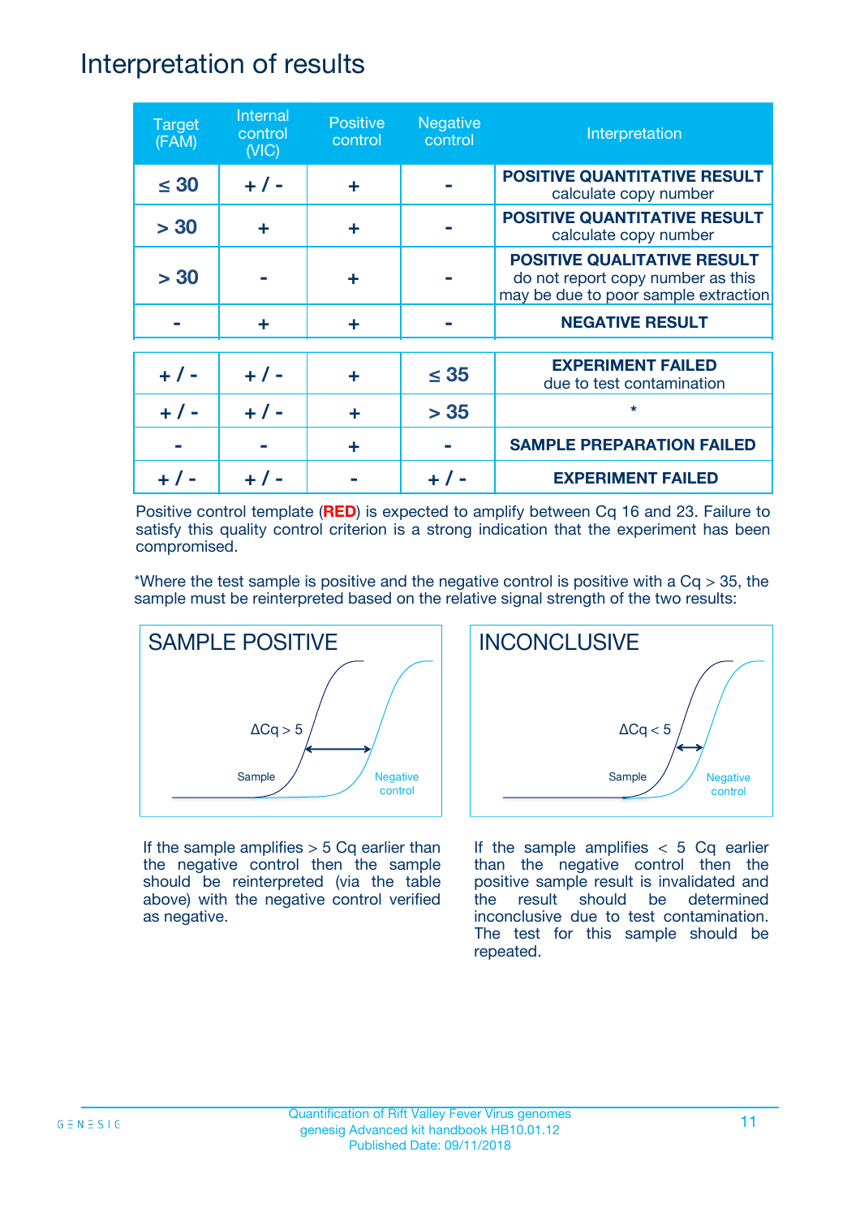# Interpretation of results

| Target (FAM) | Internal control (VIC) | Positive control | Negative control | Interpretation |
|---|---|---|---|---|
| ≤ 30 | + / - | + | - | **POSITIVE QUANTITATIVE RESULT** calculate copy number |
| > 30 | + | + | - | **POSITIVE QUANTITATIVE RESULT** calculate copy number |
| > 30 | - | + | - | **POSITIVE QUALITATIVE RESULT** do not report copy number as this may be due to poor sample extraction |
| - | + | + | - | **NEGATIVE RESULT** |
| + / - | + / - | + | ≤ 35 | **EXPERIMENT FAILED** due to test contamination |
| + / - | + / - | + | > 35 | * |
| - | - | + | - | **SAMPLE PREPARATION FAILED** |
| + / - | + / - | - | + / - | **EXPERIMENT FAILED** |

Positive control template (**RED**) is expected to amplify between Cq 16 and 23. Failure to satisfy this quality control criterion is a strong indication that the experiment has been compromised.

*Where the test sample is positive and the negative control is positive with a Cq > 35, the sample must be reinterpreted based on the relative signal strength of the two results:

**SAMPLE POSITIVE**

ΔCq > 5

Sample

Negative control

If the sample amplifies > 5 Cq earlier than the negative control then the sample should be reinterpreted (via the table above) with the negative control verified as negative.

**INCONCLUSIVE**

ΔCq < 5

Sample

Negative control

If the sample amplifies < 5 Cq earlier than the negative control then the positive sample result is invalidated and the result should be determined inconclusive due to test contamination. The test for this sample should be repeated.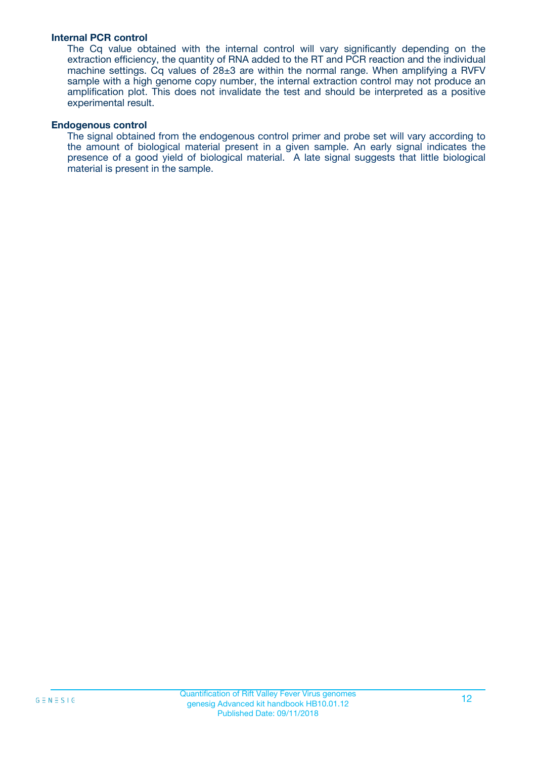### Internal PCR control

The Cq value obtained with the internal control will vary significantly depending on the extraction efficiency, the quantity of RNA added to the RT and PCR reaction and the individual machine settings. Cq values of 28±3 are within the normal range. When amplifying a RVFV sample with a high genome copy number, the internal extraction control may not produce an amplification plot. This does not invalidate the test and should be interpreted as a positive experimental result.

### Endogenous control

The signal obtained from the endogenous control primer and probe set will vary according to the amount of biological material present in a given sample. An early signal indicates the presence of a good yield of biological material. A late signal suggests that little biological material is present in the sample.